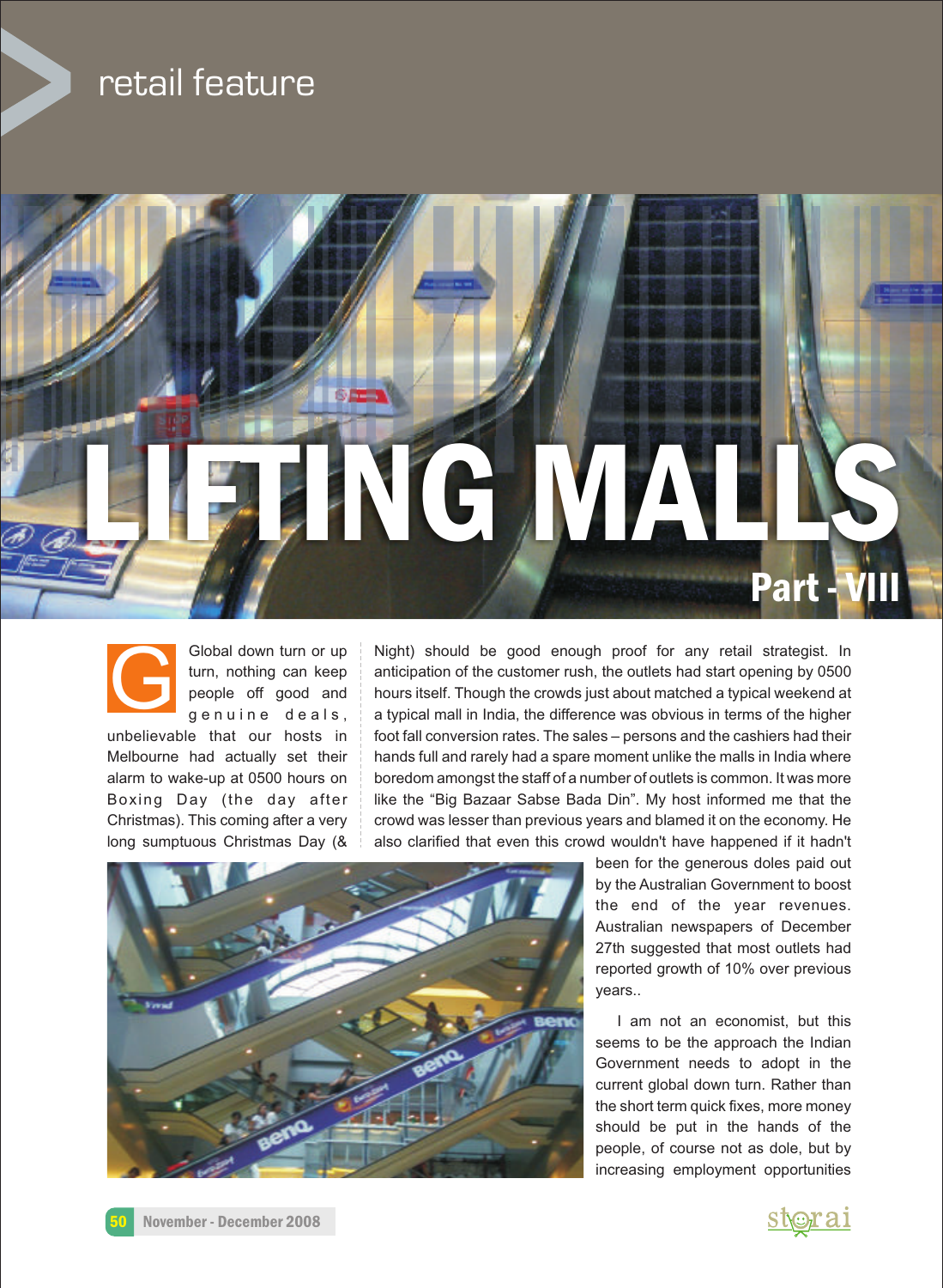retail feature

# LIFTING MALLS

## Part - VIII

Global down turn or up turn, nothing can keep people off good and genuine deals, unbelievable that our hosts in Melbourne had actually set their alarm to wake-up at 0500 hours on Boxing Day (the day after Christmas). This coming after a very long sumptuous Christmas Day (& Night) should be good enough proof for any retail strategist. In anticipation of the customer rush, the outlets had start opening by 0500 hours itself. Though the crowds just about matched a typical weekend at a typical mall in India, the difference was obvious in terms of the higher foot fall conversion rates. The sales – persons and the cashiers had their hands full and rarely had a spare moment unlike the malls in India where boredom amongst the staff of a number of outlets is common. It was more like the "Big Bazaar Sabse Bada Din". My host informed me that the crowd was lesser than previous years and blamed it on the economy. He also clarified that even this crowd wouldn't have happened if it hadn't been for the generous doles paid out by the Australian Government to boost the end of the year revenues. Australian newspapers of December 27th suggested that most outlets had reported growth of 10% over previous years..

I am not an economist, but this seems to be the approach the Indian Government needs to adopt in the current global down turn. Rather than the short term quick fixes, more money should be put in the hands of the people, of course not as dole, but by increasing employment opportunities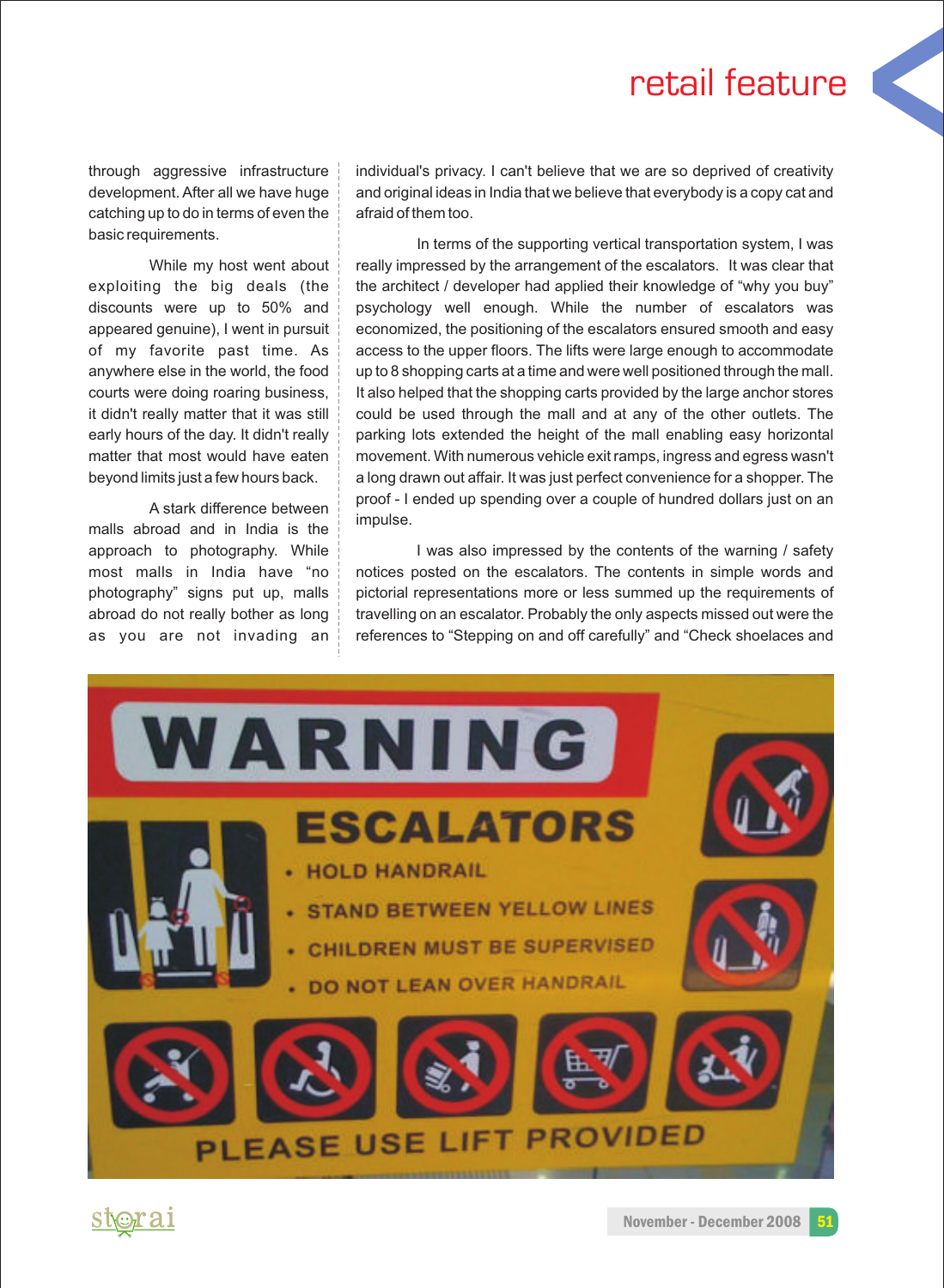through aggressive infrastructure development. After all we have huge catching up to do in terms of even the basic requirements.

While my host went about exploiting the big deals (the discounts were up to 50% and appeared genuine), I went in pursuit of my favorite past time. As anywhere else in the world, the food courts were doing roaring business, it didn't really matter that it was still early hours of the day. It didn't really matter that most would have eaten beyond limits just a few hours back.

A stark difference between malls abroad and in India is the approach to photography. While most malls in India have "no photography" signs put up, malls abroad do not really bother as long as you are not invading an individual's privacy. I can't believe that we are so deprived of creativity and original ideas in India that we believe that everybody is a copy cat and afraid of them too.

In terms of the supporting vertical transportation system, I was really impressed by the arrangement of the escalators. It was clear that the architect / developer had applied their knowledge of "why you buy" psychology well enough. While the number of escalators was economized, the positioning of the escalators ensured smooth and easy access to the upper floors. The lifts were large enough to accommodate up to 8 shopping carts at a time and were well positioned through the mall. It also helped that the shopping carts provided by the large anchor stores could be used through the mall and at any of the other outlets. The parking lots extended the height of the mall enabling easy horizontal movement. With numerous vehicle exit ramps, ingress and egress wasn't a long drawn out affair. It was just perfect convenience for a shopper. The proof - I ended up spending over a couple of hundred dollars just on an impulse.

I was also impressed by the contents of the warning / safety notices posted on the escalators. The contents in simple words and pictorial representations more or less summed up the requirements of travelling on an escalator. Probably the only aspects missed out were the references to "Stepping on and off carefully" and "Check shoelaces and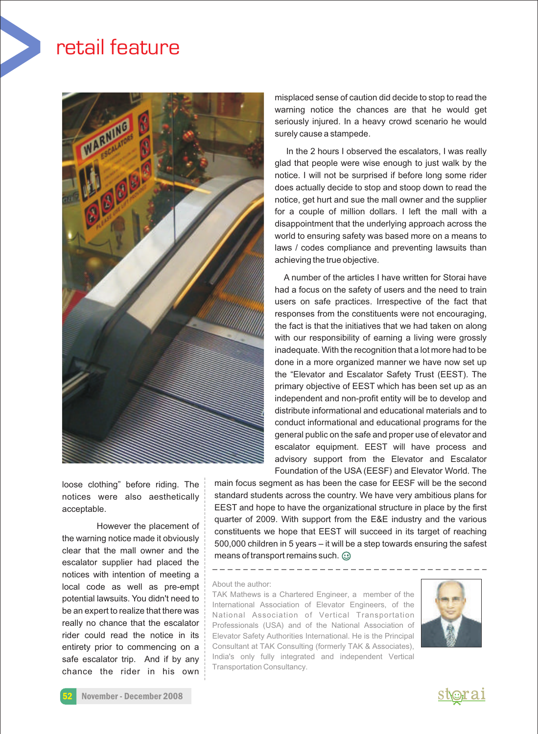loose clothing" before riding. The notices were also aesthetically acceptable.

However the placement of the warning notice made it obviously clear that the mall owner and the escalator supplier had placed the notices with intention of meeting a local code as well as pre-empt potential lawsuits. You didn't need to be an expert to realize that there was really no chance that the escalator rider could read the notice in its entirety prior to commencing on a safe escalator trip. And if by any chance the rider in his own misplaced sense of caution did decide to stop to read the warning notice the chances are that he would get seriously injured. In a heavy crowd scenario he would surely cause a stampede.

In the 2 hours I observed the escalators, I was really glad that people were wise enough to just walk by the notice. I will not be surprised if before long some rider does actually decide to stop and stoop down to read the notice, get hurt and sue the mall owner and the supplier for a couple of million dollars. I left the mall with a disappointment that the underlying approach across the world to ensuring safety was based more on a means to laws / codes compliance and preventing lawsuits than achieving the true objective.

A number of the articles I have written for Storai have had a focus on the safety of users and the need to train users on safe practices. Irrespective of the fact that responses from the constituents were not encouraging, the fact is that the initiatives that we had taken on along with our responsibility of earning a living were grossly inadequate. With the recognition that a lot more had to be done in a more organized manner we have now set up the "Elevator and Escalator Safety Trust (EEST). The primary objective of EEST which has been set up as an independent and non-profit entity will be to develop and distribute informational and educational materials and to conduct informational and educational programs for the general public on the safe and proper use of elevator and escalator equipment. EEST will have process and advisory support from the Elevator and Escalator Foundation of the USA (EESF) and Elevator World. The main focus segment as has been the case for EESF will be the second standard students across the country. We have very ambitious plans for EEST and hope to have the organizational structure in place by the first quarter of 2009. With support from the E&E industry and the various constituents we hope that EEST will succeed in its target of reaching 500,000 children in 5 years – it will be a step towards ensuring the safest means of transport remains such. ☺

---

About the author:
TAK Mathews is a Chartered Engineer, a member of the International Association of Elevator Engineers, of the National Association of Vertical Transportation Professionals (USA) and of the National Association of Elevator Safety Authorities International. He is the Principal Consultant at TAK Consulting (formerly TAK & Associates), India's only fully integrated and independent Vertical Transportation Consultancy.